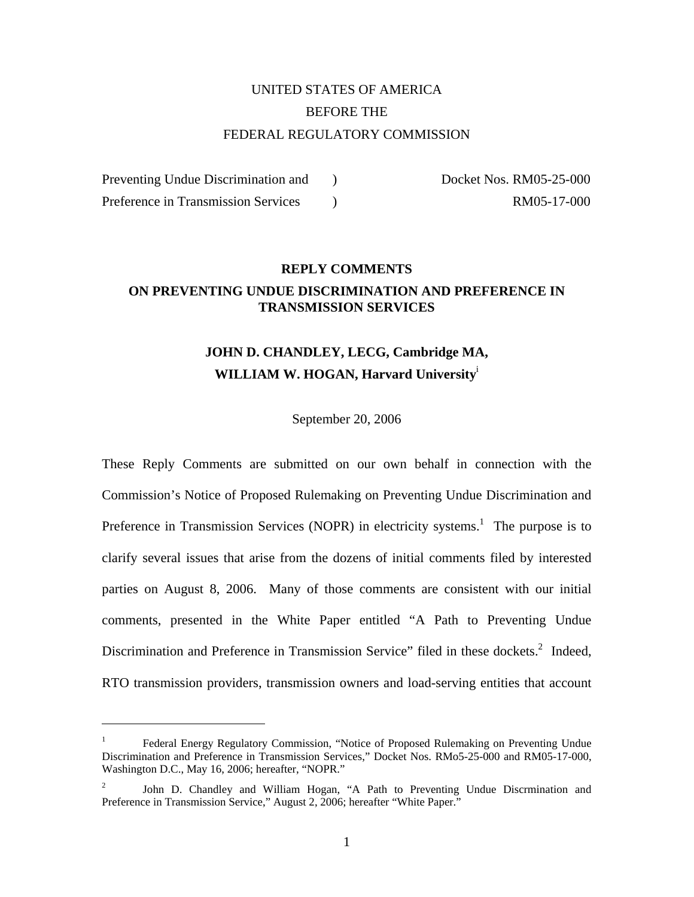UNITED STATES OF AMERICA

BEFORE THE

FEDERAL REGULATORY COMMISSION

| | | |
|---|---|---|
| Preventing Undue Discrimination and | ) | Docket Nos. RM05-25-000 |
| Preference in Transmission Services | ) | RM05-17-000 |

**REPLY COMMENTS**

**ON PREVENTING UNDUE DISCRIMINATION AND PREFERENCE IN TRANSMISSION SERVICES**

**JOHN D. CHANDLEY, LECG, Cambridge MA,**

**WILLIAM W. HOGAN, Harvard University**[i]

September 20, 2006

These Reply Comments are submitted on our own behalf in connection with the Commission's Notice of Proposed Rulemaking on Preventing Undue Discrimination and Preference in Transmission Services (NOPR) in electricity systems.[1] The purpose is to clarify several issues that arise from the dozens of initial comments filed by interested parties on August 8, 2006. Many of those comments are consistent with our initial comments, presented in the White Paper entitled "A Path to Preventing Undue Discrimination and Preference in Transmission Service" filed in these dockets.[2] Indeed, RTO transmission providers, transmission owners and load-serving entities that account

---

[1] Federal Energy Regulatory Commission, "Notice of Proposed Rulemaking on Preventing Undue Discrimination and Preference in Transmission Services," Docket Nos. RMo5-25-000 and RM05-17-000, Washington D.C., May 16, 2006; hereafter, "NOPR."

[2] John D. Chandley and William Hogan, "A Path to Preventing Undue Discrmination and Preference in Transmission Service," August 2, 2006; hereafter "White Paper."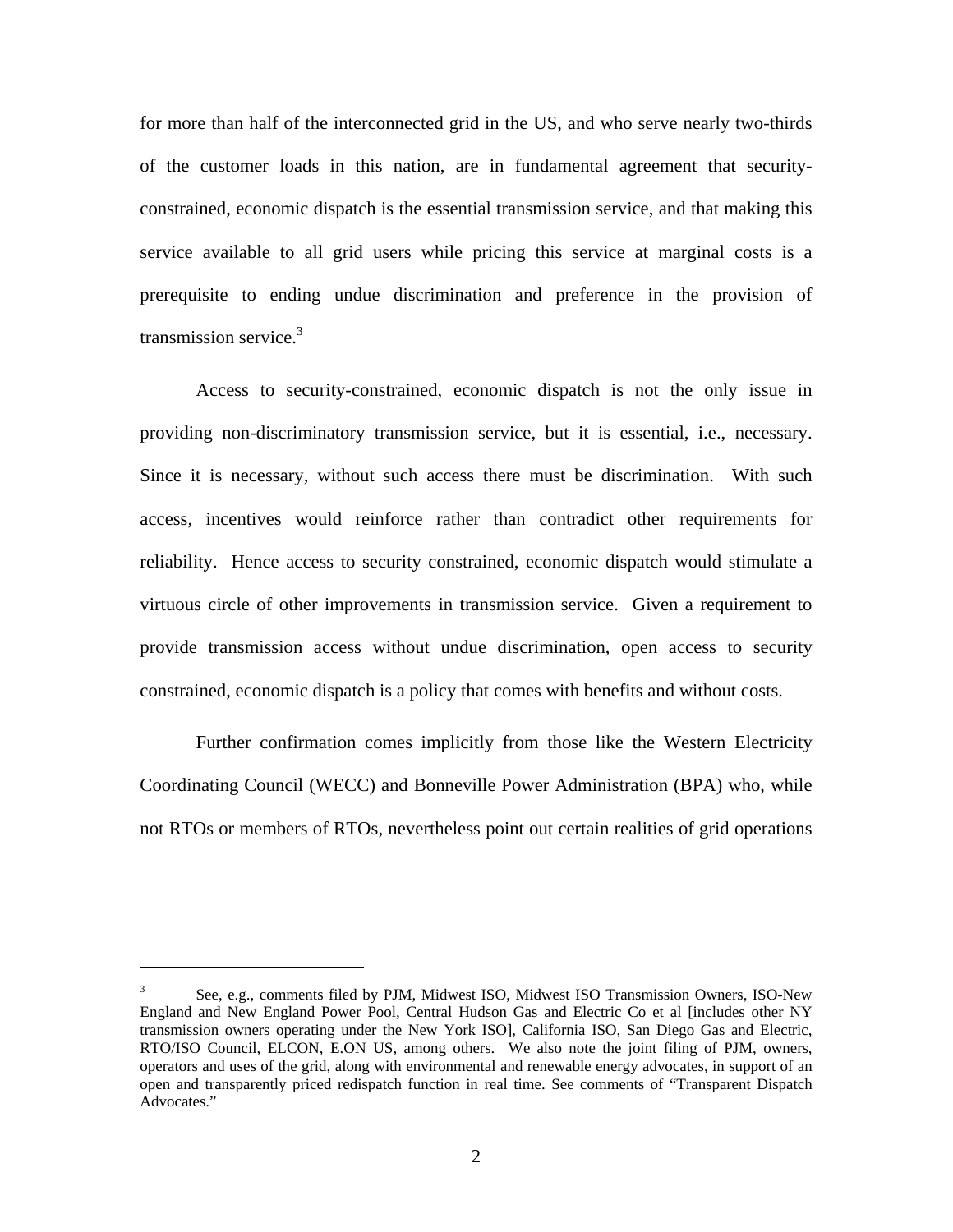for more than half of the interconnected grid in the US, and who serve nearly two-thirds of the customer loads in this nation, are in fundamental agreement that security-constrained, economic dispatch is the essential transmission service, and that making this service available to all grid users while pricing this service at marginal costs is a prerequisite to ending undue discrimination and preference in the provision of transmission service.[3]

Access to security-constrained, economic dispatch is not the only issue in providing non-discriminatory transmission service, but it is essential, i.e., necessary. Since it is necessary, without such access there must be discrimination. With such access, incentives would reinforce rather than contradict other requirements for reliability. Hence access to security constrained, economic dispatch would stimulate a virtuous circle of other improvements in transmission service. Given a requirement to provide transmission access without undue discrimination, open access to security constrained, economic dispatch is a policy that comes with benefits and without costs.

Further confirmation comes implicitly from those like the Western Electricity Coordinating Council (WECC) and Bonneville Power Administration (BPA) who, while not RTOs or members of RTOs, nevertheless point out certain realities of grid operations

---

[3] See, e.g., comments filed by PJM, Midwest ISO, Midwest ISO Transmission Owners, ISO-New England and New England Power Pool, Central Hudson Gas and Electric Co et al [includes other NY transmission owners operating under the New York ISO], California ISO, San Diego Gas and Electric, RTO/ISO Council, ELCON, E.ON US, among others. We also note the joint filing of PJM, owners, operators and uses of the grid, along with environmental and renewable energy advocates, in support of an open and transparently priced redispatch function in real time. See comments of "Transparent Dispatch Advocates."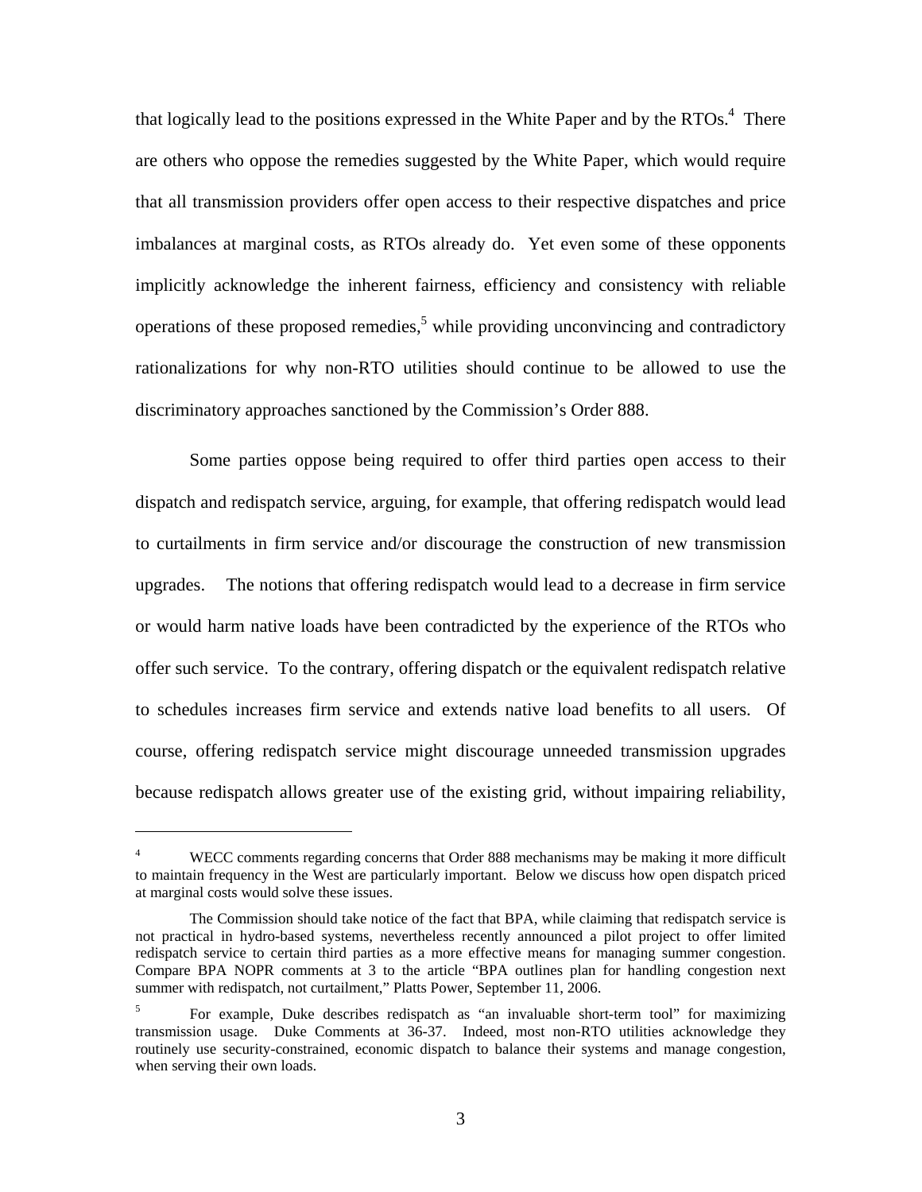that logically lead to the positions expressed in the White Paper and by the RTOs.[4] There are others who oppose the remedies suggested by the White Paper, which would require that all transmission providers offer open access to their respective dispatches and price imbalances at marginal costs, as RTOs already do. Yet even some of these opponents implicitly acknowledge the inherent fairness, efficiency and consistency with reliable operations of these proposed remedies,[5] while providing unconvincing and contradictory rationalizations for why non-RTO utilities should continue to be allowed to use the discriminatory approaches sanctioned by the Commission's Order 888.

Some parties oppose being required to offer third parties open access to their dispatch and redispatch service, arguing, for example, that offering redispatch would lead to curtailments in firm service and/or discourage the construction of new transmission upgrades. The notions that offering redispatch would lead to a decrease in firm service or would harm native loads have been contradicted by the experience of the RTOs who offer such service. To the contrary, offering dispatch or the equivalent redispatch relative to schedules increases firm service and extends native load benefits to all users. Of course, offering redispatch service might discourage unneeded transmission upgrades because redispatch allows greater use of the existing grid, without impairing reliability,

---

[4] WECC comments regarding concerns that Order 888 mechanisms may be making it more difficult to maintain frequency in the West are particularly important. Below we discuss how open dispatch priced at marginal costs would solve these issues.

The Commission should take notice of the fact that BPA, while claiming that redispatch service is not practical in hydro-based systems, nevertheless recently announced a pilot project to offer limited redispatch service to certain third parties as a more effective means for managing summer congestion. Compare BPA NOPR comments at 3 to the article "BPA outlines plan for handling congestion next summer with redispatch, not curtailment," Platts Power, September 11, 2006.

[5] For example, Duke describes redispatch as "an invaluable short-term tool" for maximizing transmission usage. Duke Comments at 36-37. Indeed, most non-RTO utilities acknowledge they routinely use security-constrained, economic dispatch to balance their systems and manage congestion, when serving their own loads.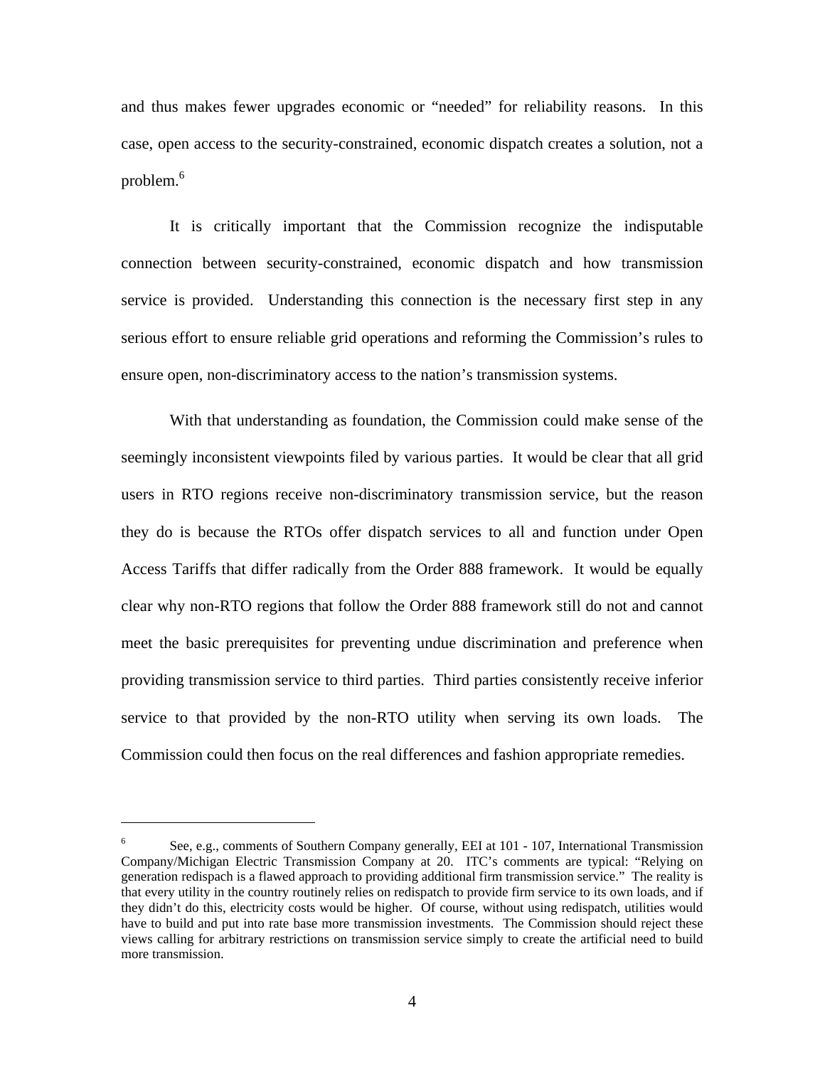and thus makes fewer upgrades economic or "needed" for reliability reasons. In this case, open access to the security-constrained, economic dispatch creates a solution, not a problem.[6]

It is critically important that the Commission recognize the indisputable connection between security-constrained, economic dispatch and how transmission service is provided. Understanding this connection is the necessary first step in any serious effort to ensure reliable grid operations and reforming the Commission's rules to ensure open, non-discriminatory access to the nation's transmission systems.

With that understanding as foundation, the Commission could make sense of the seemingly inconsistent viewpoints filed by various parties. It would be clear that all grid users in RTO regions receive non-discriminatory transmission service, but the reason they do is because the RTOs offer dispatch services to all and function under Open Access Tariffs that differ radically from the Order 888 framework. It would be equally clear why non-RTO regions that follow the Order 888 framework still do not and cannot meet the basic prerequisites for preventing undue discrimination and preference when providing transmission service to third parties. Third parties consistently receive inferior service to that provided by the non-RTO utility when serving its own loads. The Commission could then focus on the real differences and fashion appropriate remedies.

---

[6] See, e.g., comments of Southern Company generally, EEI at 101 - 107, International Transmission Company/Michigan Electric Transmission Company at 20. ITC's comments are typical: "Relying on generation redispach is a flawed approach to providing additional firm transmission service." The reality is that every utility in the country routinely relies on redispatch to provide firm service to its own loads, and if they didn't do this, electricity costs would be higher. Of course, without using redispatch, utilities would have to build and put into rate base more transmission investments. The Commission should reject these views calling for arbitrary restrictions on transmission service simply to create the artificial need to build more transmission.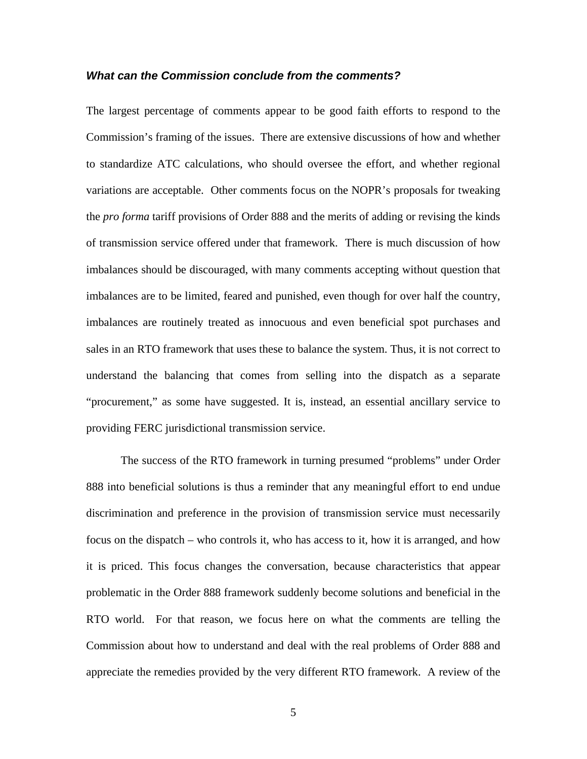***What can the Commission conclude from the comments?***

The largest percentage of comments appear to be good faith efforts to respond to the Commission's framing of the issues. There are extensive discussions of how and whether to standardize ATC calculations, who should oversee the effort, and whether regional variations are acceptable. Other comments focus on the NOPR's proposals for tweaking the *pro forma* tariff provisions of Order 888 and the merits of adding or revising the kinds of transmission service offered under that framework. There is much discussion of how imbalances should be discouraged, with many comments accepting without question that imbalances are to be limited, feared and punished, even though for over half the country, imbalances are routinely treated as innocuous and even beneficial spot purchases and sales in an RTO framework that uses these to balance the system. Thus, it is not correct to understand the balancing that comes from selling into the dispatch as a separate "procurement," as some have suggested. It is, instead, an essential ancillary service to providing FERC jurisdictional transmission service.

The success of the RTO framework in turning presumed "problems" under Order 888 into beneficial solutions is thus a reminder that any meaningful effort to end undue discrimination and preference in the provision of transmission service must necessarily focus on the dispatch – who controls it, who has access to it, how it is arranged, and how it is priced. This focus changes the conversation, because characteristics that appear problematic in the Order 888 framework suddenly become solutions and beneficial in the RTO world. For that reason, we focus here on what the comments are telling the Commission about how to understand and deal with the real problems of Order 888 and appreciate the remedies provided by the very different RTO framework. A review of the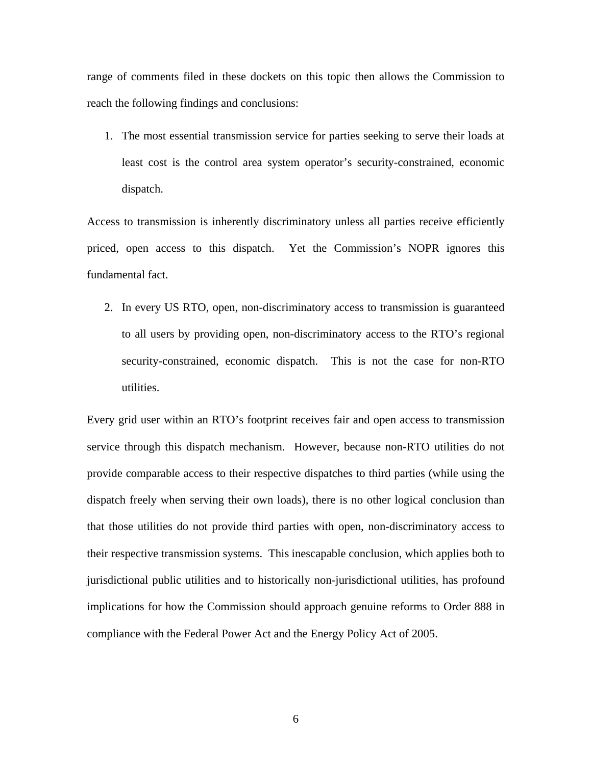range of comments filed in these dockets on this topic then allows the Commission to reach the following findings and conclusions:

1. The most essential transmission service for parties seeking to serve their loads at least cost is the control area system operator's security-constrained, economic dispatch.

Access to transmission is inherently discriminatory unless all parties receive efficiently priced, open access to this dispatch. Yet the Commission's NOPR ignores this fundamental fact.

2. In every US RTO, open, non-discriminatory access to transmission is guaranteed to all users by providing open, non-discriminatory access to the RTO's regional security-constrained, economic dispatch. This is not the case for non-RTO utilities.

Every grid user within an RTO's footprint receives fair and open access to transmission service through this dispatch mechanism. However, because non-RTO utilities do not provide comparable access to their respective dispatches to third parties (while using the dispatch freely when serving their own loads), there is no other logical conclusion than that those utilities do not provide third parties with open, non-discriminatory access to their respective transmission systems. This inescapable conclusion, which applies both to jurisdictional public utilities and to historically non-jurisdictional utilities, has profound implications for how the Commission should approach genuine reforms to Order 888 in compliance with the Federal Power Act and the Energy Policy Act of 2005.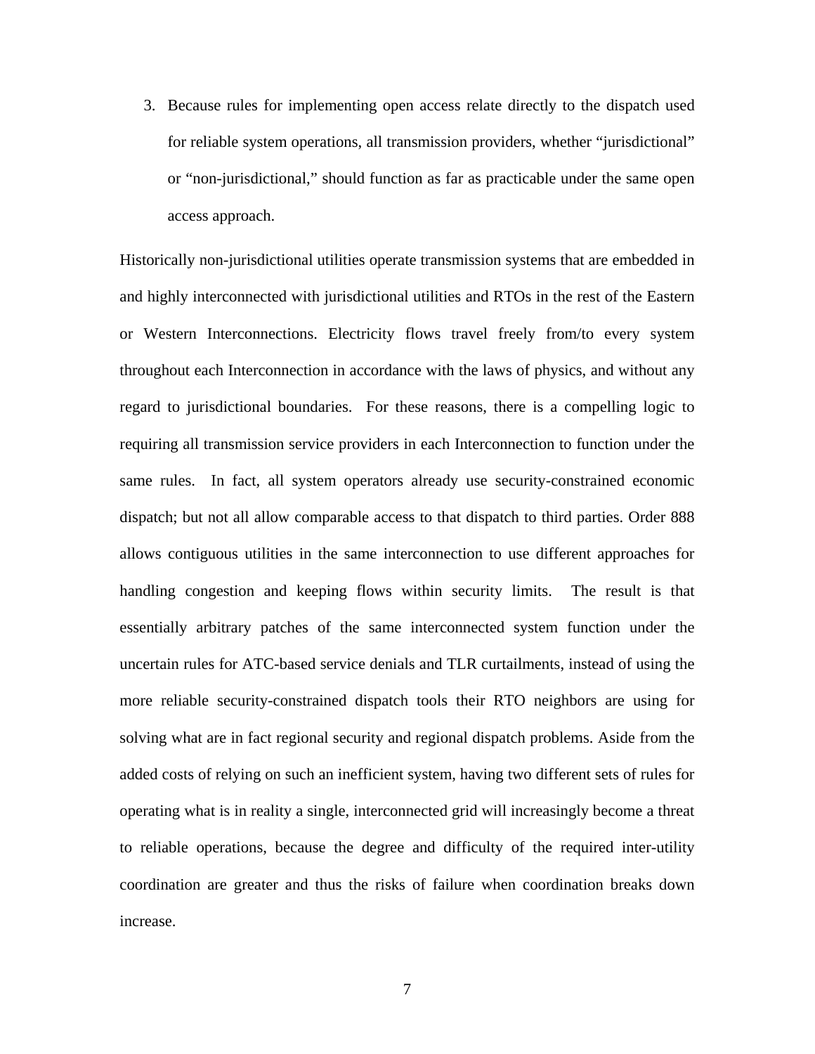3. Because rules for implementing open access relate directly to the dispatch used for reliable system operations, all transmission providers, whether "jurisdictional" or "non-jurisdictional," should function as far as practicable under the same open access approach.

Historically non-jurisdictional utilities operate transmission systems that are embedded in and highly interconnected with jurisdictional utilities and RTOs in the rest of the Eastern or Western Interconnections. Electricity flows travel freely from/to every system throughout each Interconnection in accordance with the laws of physics, and without any regard to jurisdictional boundaries. For these reasons, there is a compelling logic to requiring all transmission service providers in each Interconnection to function under the same rules. In fact, all system operators already use security-constrained economic dispatch; but not all allow comparable access to that dispatch to third parties. Order 888 allows contiguous utilities in the same interconnection to use different approaches for handling congestion and keeping flows within security limits. The result is that essentially arbitrary patches of the same interconnected system function under the uncertain rules for ATC-based service denials and TLR curtailments, instead of using the more reliable security-constrained dispatch tools their RTO neighbors are using for solving what are in fact regional security and regional dispatch problems. Aside from the added costs of relying on such an inefficient system, having two different sets of rules for operating what is in reality a single, interconnected grid will increasingly become a threat to reliable operations, because the degree and difficulty of the required inter-utility coordination are greater and thus the risks of failure when coordination breaks down increase.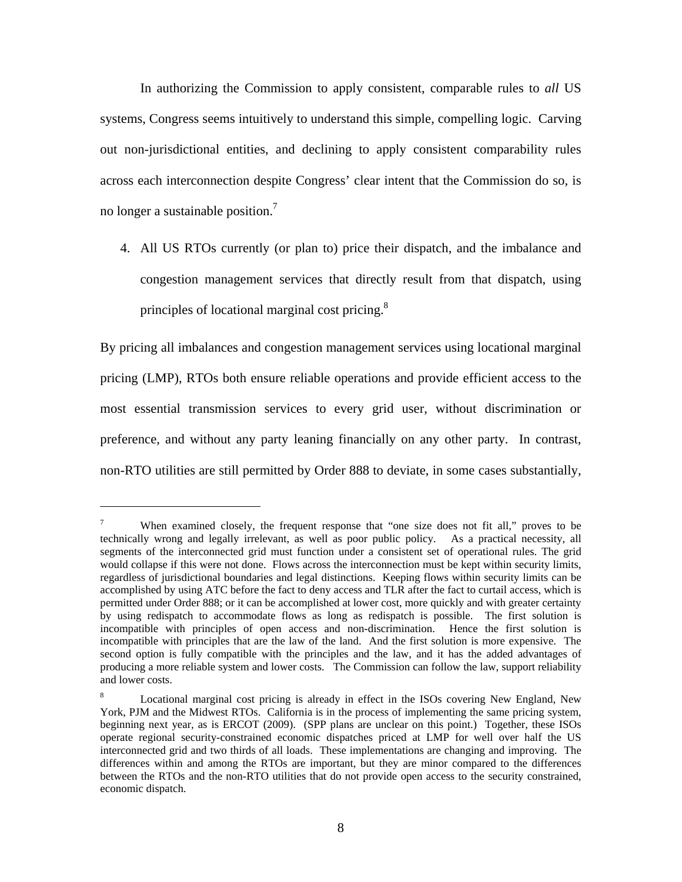In authorizing the Commission to apply consistent, comparable rules to *all* US systems, Congress seems intuitively to understand this simple, compelling logic. Carving out non-jurisdictional entities, and declining to apply consistent comparability rules across each interconnection despite Congress' clear intent that the Commission do so, is no longer a sustainable position.[7]

4. All US RTOs currently (or plan to) price their dispatch, and the imbalance and congestion management services that directly result from that dispatch, using principles of locational marginal cost pricing.[8]

By pricing all imbalances and congestion management services using locational marginal pricing (LMP), RTOs both ensure reliable operations and provide efficient access to the most essential transmission services to every grid user, without discrimination or preference, and without any party leaning financially on any other party. In contrast, non-RTO utilities are still permitted by Order 888 to deviate, in some cases substantially,

---

[7] When examined closely, the frequent response that "one size does not fit all," proves to be technically wrong and legally irrelevant, as well as poor public policy. As a practical necessity, all segments of the interconnected grid must function under a consistent set of operational rules. The grid would collapse if this were not done. Flows across the interconnection must be kept within security limits, regardless of jurisdictional boundaries and legal distinctions. Keeping flows within security limits can be accomplished by using ATC before the fact to deny access and TLR after the fact to curtail access, which is permitted under Order 888; or it can be accomplished at lower cost, more quickly and with greater certainty by using redispatch to accommodate flows as long as redispatch is possible. The first solution is incompatible with principles of open access and non-discrimination. Hence the first solution is incompatible with principles that are the law of the land. And the first solution is more expensive. The second option is fully compatible with the principles and the law, and it has the added advantages of producing a more reliable system and lower costs. The Commission can follow the law, support reliability and lower costs.

[8] Locational marginal cost pricing is already in effect in the ISOs covering New England, New York, PJM and the Midwest RTOs. California is in the process of implementing the same pricing system, beginning next year, as is ERCOT (2009). (SPP plans are unclear on this point.) Together, these ISOs operate regional security-constrained economic dispatches priced at LMP for well over half the US interconnected grid and two thirds of all loads. These implementations are changing and improving. The differences within and among the RTOs are important, but they are minor compared to the differences between the RTOs and the non-RTO utilities that do not provide open access to the security constrained, economic dispatch.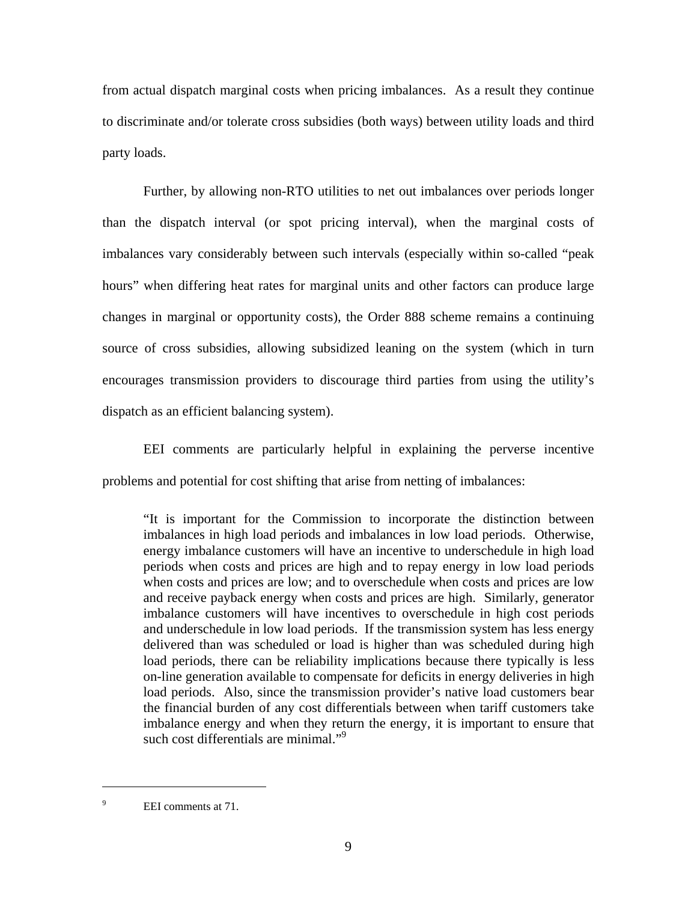from actual dispatch marginal costs when pricing imbalances. As a result they continue to discriminate and/or tolerate cross subsidies (both ways) between utility loads and third party loads.

Further, by allowing non-RTO utilities to net out imbalances over periods longer than the dispatch interval (or spot pricing interval), when the marginal costs of imbalances vary considerably between such intervals (especially within so-called "peak hours" when differing heat rates for marginal units and other factors can produce large changes in marginal or opportunity costs), the Order 888 scheme remains a continuing source of cross subsidies, allowing subsidized leaning on the system (which in turn encourages transmission providers to discourage third parties from using the utility's dispatch as an efficient balancing system).

EEI comments are particularly helpful in explaining the perverse incentive problems and potential for cost shifting that arise from netting of imbalances:

> "It is important for the Commission to incorporate the distinction between imbalances in high load periods and imbalances in low load periods. Otherwise, energy imbalance customers will have an incentive to underschedule in high load periods when costs and prices are high and to repay energy in low load periods when costs and prices are low; and to overschedule when costs and prices are low and receive payback energy when costs and prices are high. Similarly, generator imbalance customers will have incentives to overschedule in high cost periods and underschedule in low load periods. If the transmission system has less energy delivered than was scheduled or load is higher than was scheduled during high load periods, there can be reliability implications because there typically is less on-line generation available to compensate for deficits in energy deliveries in high load periods. Also, since the transmission provider's native load customers bear the financial burden of any cost differentials between when tariff customers take imbalance energy and when they return the energy, it is important to ensure that such cost differentials are minimal."[9]

---

[9] EEI comments at 71.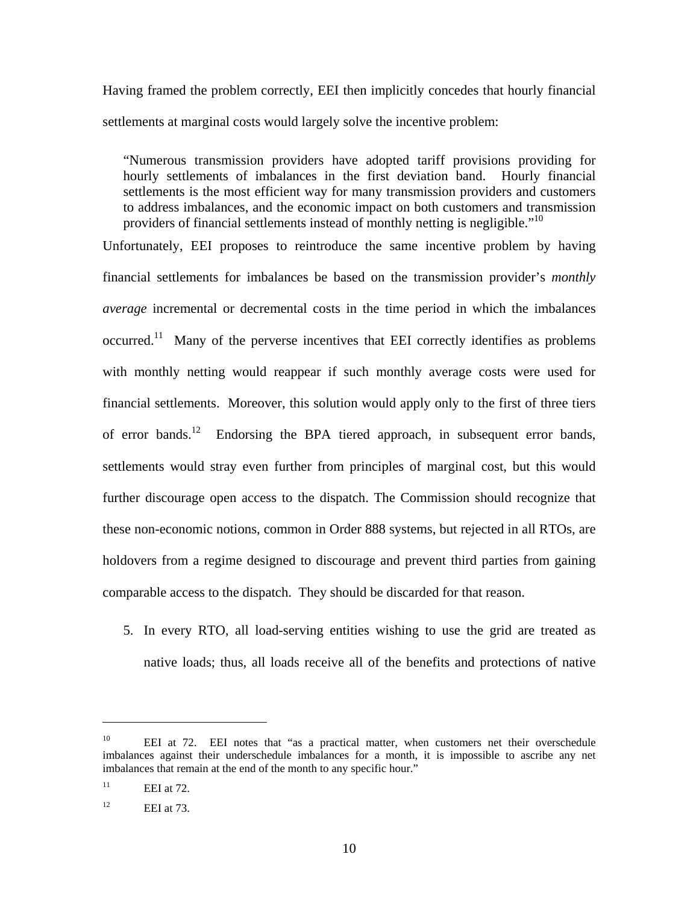Having framed the problem correctly, EEI then implicitly concedes that hourly financial settlements at marginal costs would largely solve the incentive problem:

> "Numerous transmission providers have adopted tariff provisions providing for hourly settlements of imbalances in the first deviation band. Hourly financial settlements is the most efficient way for many transmission providers and customers to address imbalances, and the economic impact on both customers and transmission providers of financial settlements instead of monthly netting is negligible."[10]

Unfortunately, EEI proposes to reintroduce the same incentive problem by having financial settlements for imbalances be based on the transmission provider's *monthly average* incremental or decremental costs in the time period in which the imbalances occurred.[11] Many of the perverse incentives that EEI correctly identifies as problems with monthly netting would reappear if such monthly average costs were used for financial settlements. Moreover, this solution would apply only to the first of three tiers of error bands.[12] Endorsing the BPA tiered approach, in subsequent error bands, settlements would stray even further from principles of marginal cost, but this would further discourage open access to the dispatch. The Commission should recognize that these non-economic notions, common in Order 888 systems, but rejected in all RTOs, are holdovers from a regime designed to discourage and prevent third parties from gaining comparable access to the dispatch. They should be discarded for that reason.

5. In every RTO, all load-serving entities wishing to use the grid are treated as native loads; thus, all loads receive all of the benefits and protections of native

---

[10] EEI at 72. EEI notes that "as a practical matter, when customers net their overschedule imbalances against their underschedule imbalances for a month, it is impossible to ascribe any net imbalances that remain at the end of the month to any specific hour."

[11] EEI at 72.

[12] EEI at 73.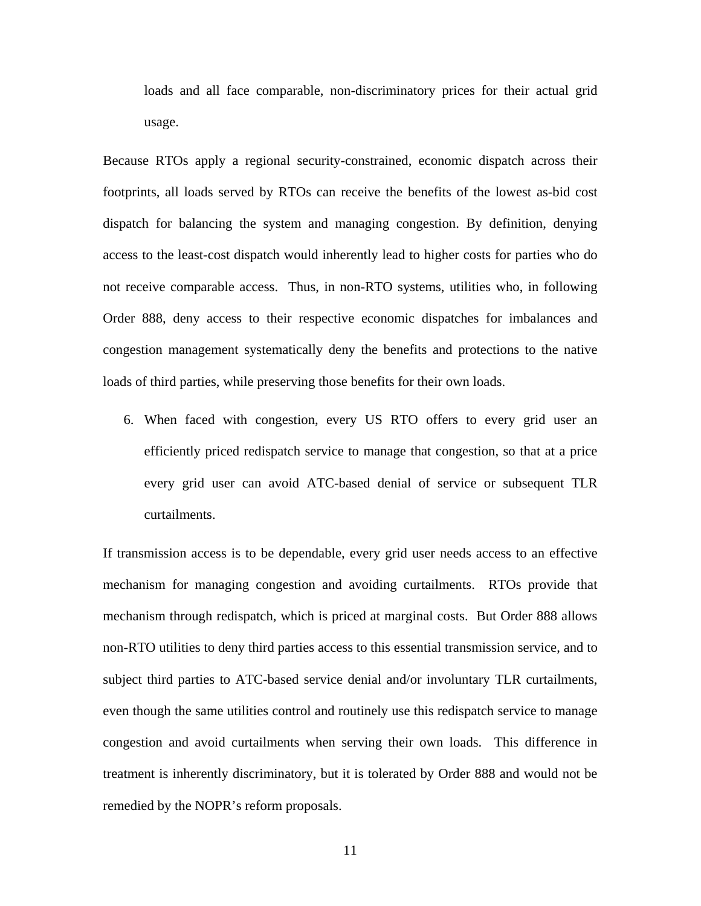loads and all face comparable, non-discriminatory prices for their actual grid usage.

Because RTOs apply a regional security-constrained, economic dispatch across their footprints, all loads served by RTOs can receive the benefits of the lowest as-bid cost dispatch for balancing the system and managing congestion. By definition, denying access to the least-cost dispatch would inherently lead to higher costs for parties who do not receive comparable access. Thus, in non-RTO systems, utilities who, in following Order 888, deny access to their respective economic dispatches for imbalances and congestion management systematically deny the benefits and protections to the native loads of third parties, while preserving those benefits for their own loads.

6. When faced with congestion, every US RTO offers to every grid user an efficiently priced redispatch service to manage that congestion, so that at a price every grid user can avoid ATC-based denial of service or subsequent TLR curtailments.

If transmission access is to be dependable, every grid user needs access to an effective mechanism for managing congestion and avoiding curtailments. RTOs provide that mechanism through redispatch, which is priced at marginal costs. But Order 888 allows non-RTO utilities to deny third parties access to this essential transmission service, and to subject third parties to ATC-based service denial and/or involuntary TLR curtailments, even though the same utilities control and routinely use this redispatch service to manage congestion and avoid curtailments when serving their own loads. This difference in treatment is inherently discriminatory, but it is tolerated by Order 888 and would not be remedied by the NOPR's reform proposals.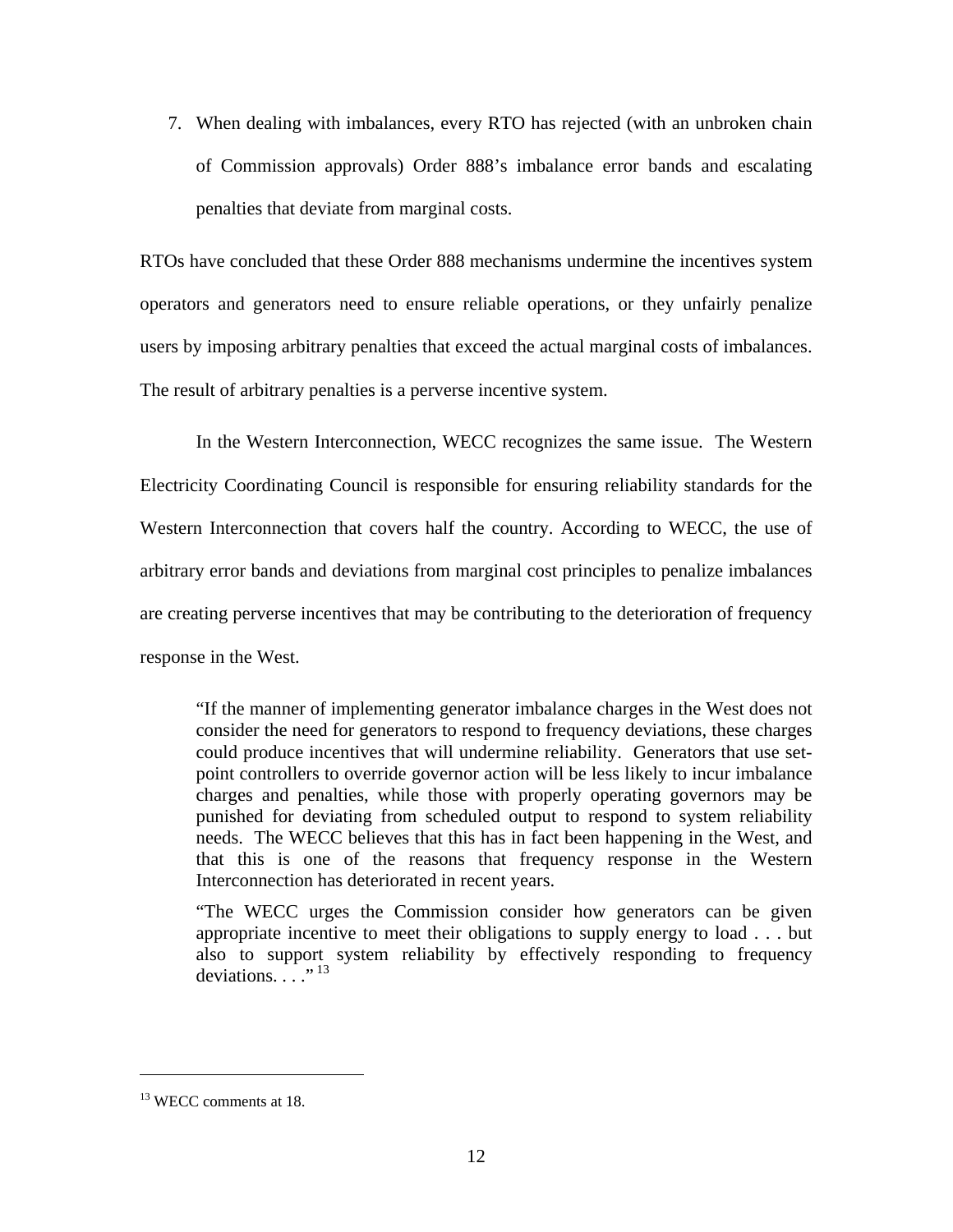7. When dealing with imbalances, every RTO has rejected (with an unbroken chain of Commission approvals) Order 888's imbalance error bands and escalating penalties that deviate from marginal costs.

RTOs have concluded that these Order 888 mechanisms undermine the incentives system operators and generators need to ensure reliable operations, or they unfairly penalize users by imposing arbitrary penalties that exceed the actual marginal costs of imbalances. The result of arbitrary penalties is a perverse incentive system.

In the Western Interconnection, WECC recognizes the same issue. The Western Electricity Coordinating Council is responsible for ensuring reliability standards for the Western Interconnection that covers half the country. According to WECC, the use of arbitrary error bands and deviations from marginal cost principles to penalize imbalances are creating perverse incentives that may be contributing to the deterioration of frequency response in the West.

> "If the manner of implementing generator imbalance charges in the West does not consider the need for generators to respond to frequency deviations, these charges could produce incentives that will undermine reliability. Generators that use set-point controllers to override governor action will be less likely to incur imbalance charges and penalties, while those with properly operating governors may be punished for deviating from scheduled output to respond to system reliability needs. The WECC believes that this has in fact been happening in the West, and that this is one of the reasons that frequency response in the Western Interconnection has deteriorated in recent years.
>
> "The WECC urges the Commission consider how generators can be given appropriate incentive to meet their obligations to supply energy to load . . . but also to support system reliability by effectively responding to frequency deviations. . . ."[13]

---

[13] WECC comments at 18.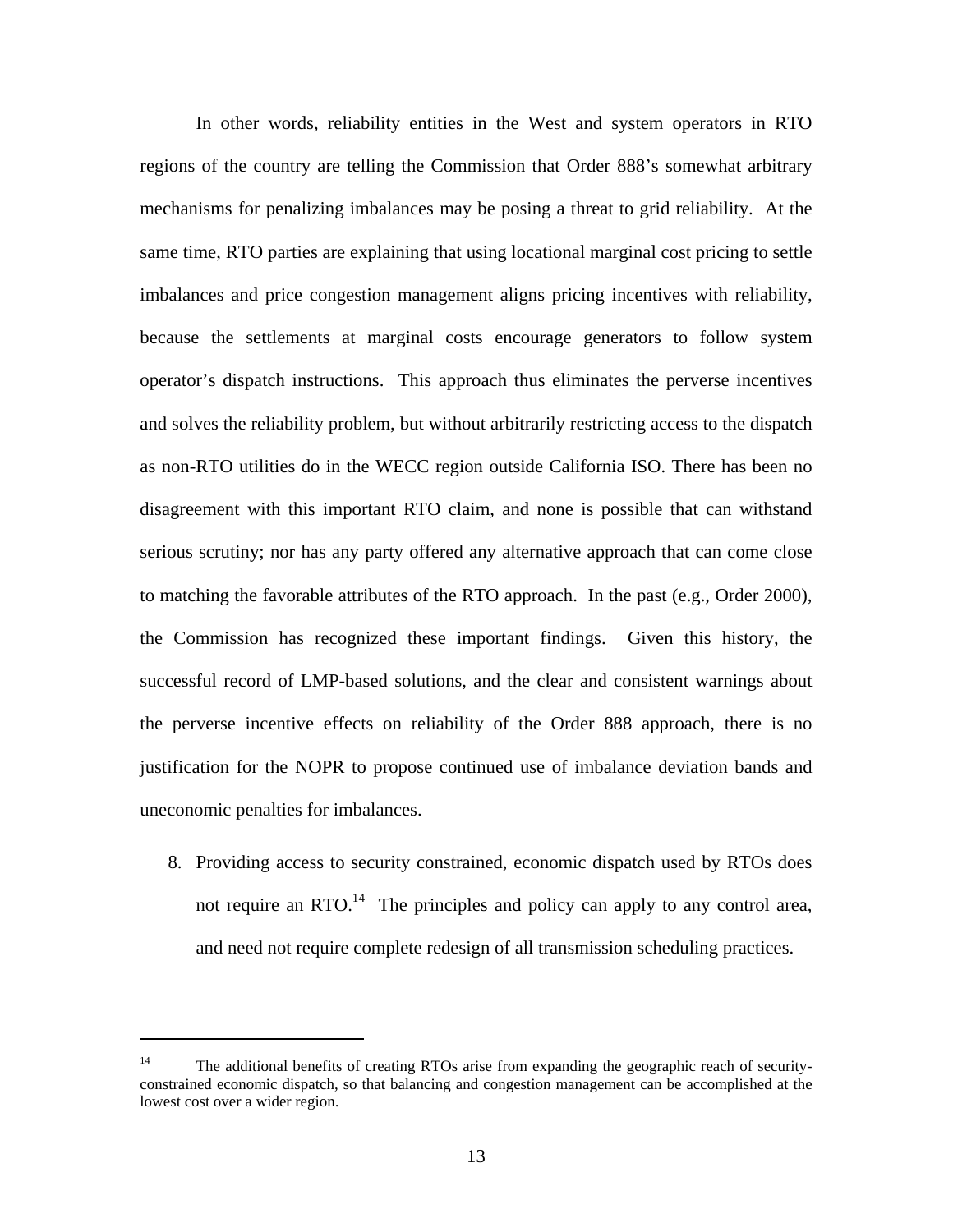In other words, reliability entities in the West and system operators in RTO regions of the country are telling the Commission that Order 888's somewhat arbitrary mechanisms for penalizing imbalances may be posing a threat to grid reliability. At the same time, RTO parties are explaining that using locational marginal cost pricing to settle imbalances and price congestion management aligns pricing incentives with reliability, because the settlements at marginal costs encourage generators to follow system operator's dispatch instructions. This approach thus eliminates the perverse incentives and solves the reliability problem, but without arbitrarily restricting access to the dispatch as non-RTO utilities do in the WECC region outside California ISO. There has been no disagreement with this important RTO claim, and none is possible that can withstand serious scrutiny; nor has any party offered any alternative approach that can come close to matching the favorable attributes of the RTO approach. In the past (e.g., Order 2000), the Commission has recognized these important findings. Given this history, the successful record of LMP-based solutions, and the clear and consistent warnings about the perverse incentive effects on reliability of the Order 888 approach, there is no justification for the NOPR to propose continued use of imbalance deviation bands and uneconomic penalties for imbalances.

8. Providing access to security constrained, economic dispatch used by RTOs does not require an RTO.[14] The principles and policy can apply to any control area, and need not require complete redesign of all transmission scheduling practices.

---

[14] The additional benefits of creating RTOs arise from expanding the geographic reach of security-constrained economic dispatch, so that balancing and congestion management can be accomplished at the lowest cost over a wider region.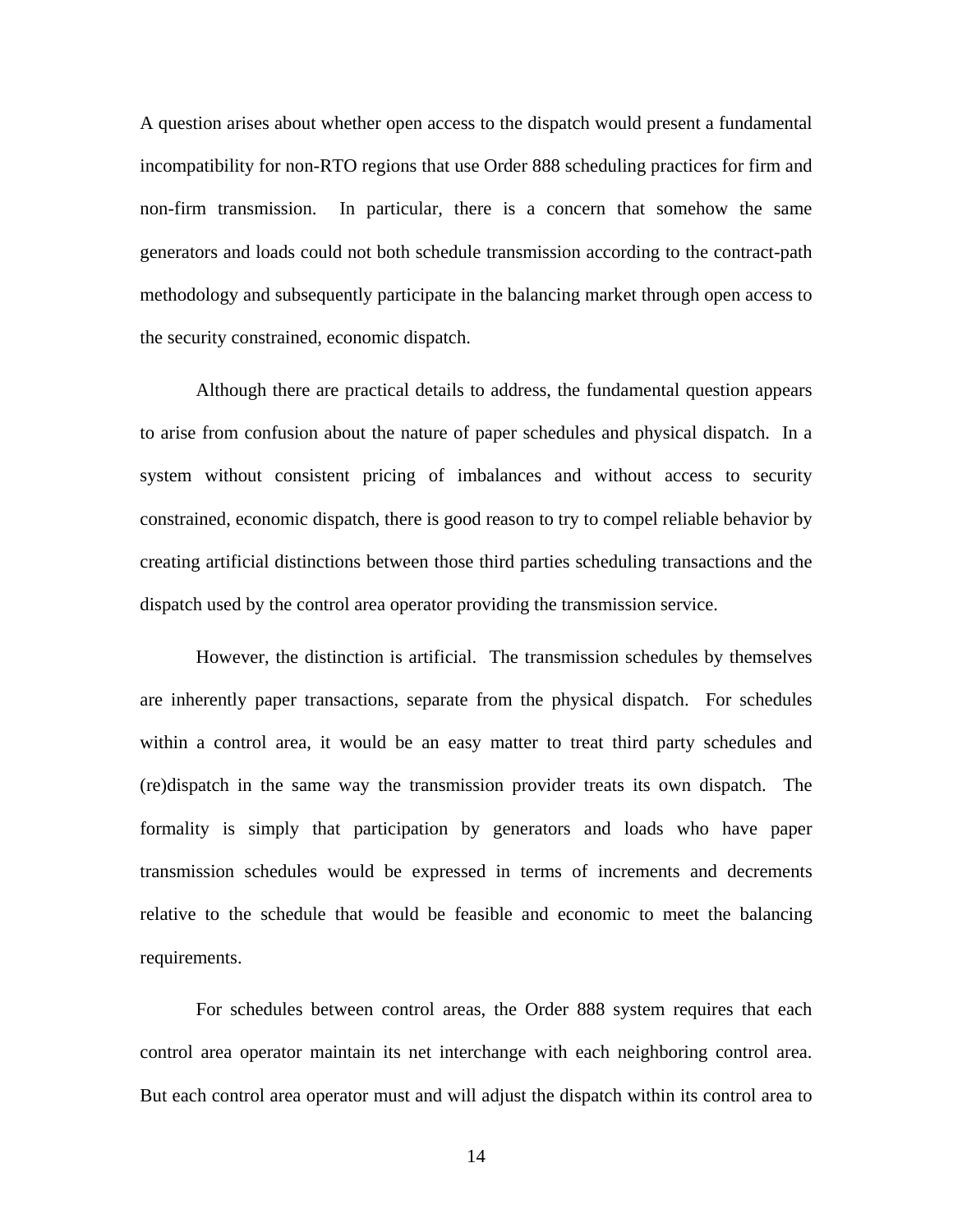A question arises about whether open access to the dispatch would present a fundamental incompatibility for non-RTO regions that use Order 888 scheduling practices for firm and non-firm transmission. In particular, there is a concern that somehow the same generators and loads could not both schedule transmission according to the contract-path methodology and subsequently participate in the balancing market through open access to the security constrained, economic dispatch.

Although there are practical details to address, the fundamental question appears to arise from confusion about the nature of paper schedules and physical dispatch. In a system without consistent pricing of imbalances and without access to security constrained, economic dispatch, there is good reason to try to compel reliable behavior by creating artificial distinctions between those third parties scheduling transactions and the dispatch used by the control area operator providing the transmission service.

However, the distinction is artificial. The transmission schedules by themselves are inherently paper transactions, separate from the physical dispatch. For schedules within a control area, it would be an easy matter to treat third party schedules and (re)dispatch in the same way the transmission provider treats its own dispatch. The formality is simply that participation by generators and loads who have paper transmission schedules would be expressed in terms of increments and decrements relative to the schedule that would be feasible and economic to meet the balancing requirements.

For schedules between control areas, the Order 888 system requires that each control area operator maintain its net interchange with each neighboring control area. But each control area operator must and will adjust the dispatch within its control area to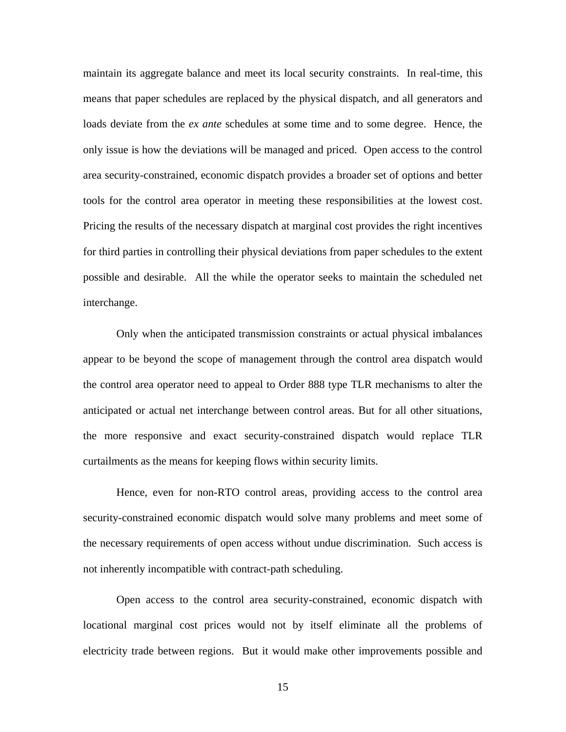maintain its aggregate balance and meet its local security constraints. In real-time, this means that paper schedules are replaced by the physical dispatch, and all generators and loads deviate from the *ex ante* schedules at some time and to some degree. Hence, the only issue is how the deviations will be managed and priced. Open access to the control area security-constrained, economic dispatch provides a broader set of options and better tools for the control area operator in meeting these responsibilities at the lowest cost. Pricing the results of the necessary dispatch at marginal cost provides the right incentives for third parties in controlling their physical deviations from paper schedules to the extent possible and desirable. All the while the operator seeks to maintain the scheduled net interchange.

Only when the anticipated transmission constraints or actual physical imbalances appear to be beyond the scope of management through the control area dispatch would the control area operator need to appeal to Order 888 type TLR mechanisms to alter the anticipated or actual net interchange between control areas. But for all other situations, the more responsive and exact security-constrained dispatch would replace TLR curtailments as the means for keeping flows within security limits.

Hence, even for non-RTO control areas, providing access to the control area security-constrained economic dispatch would solve many problems and meet some of the necessary requirements of open access without undue discrimination. Such access is not inherently incompatible with contract-path scheduling.

Open access to the control area security-constrained, economic dispatch with locational marginal cost prices would not by itself eliminate all the problems of electricity trade between regions. But it would make other improvements possible and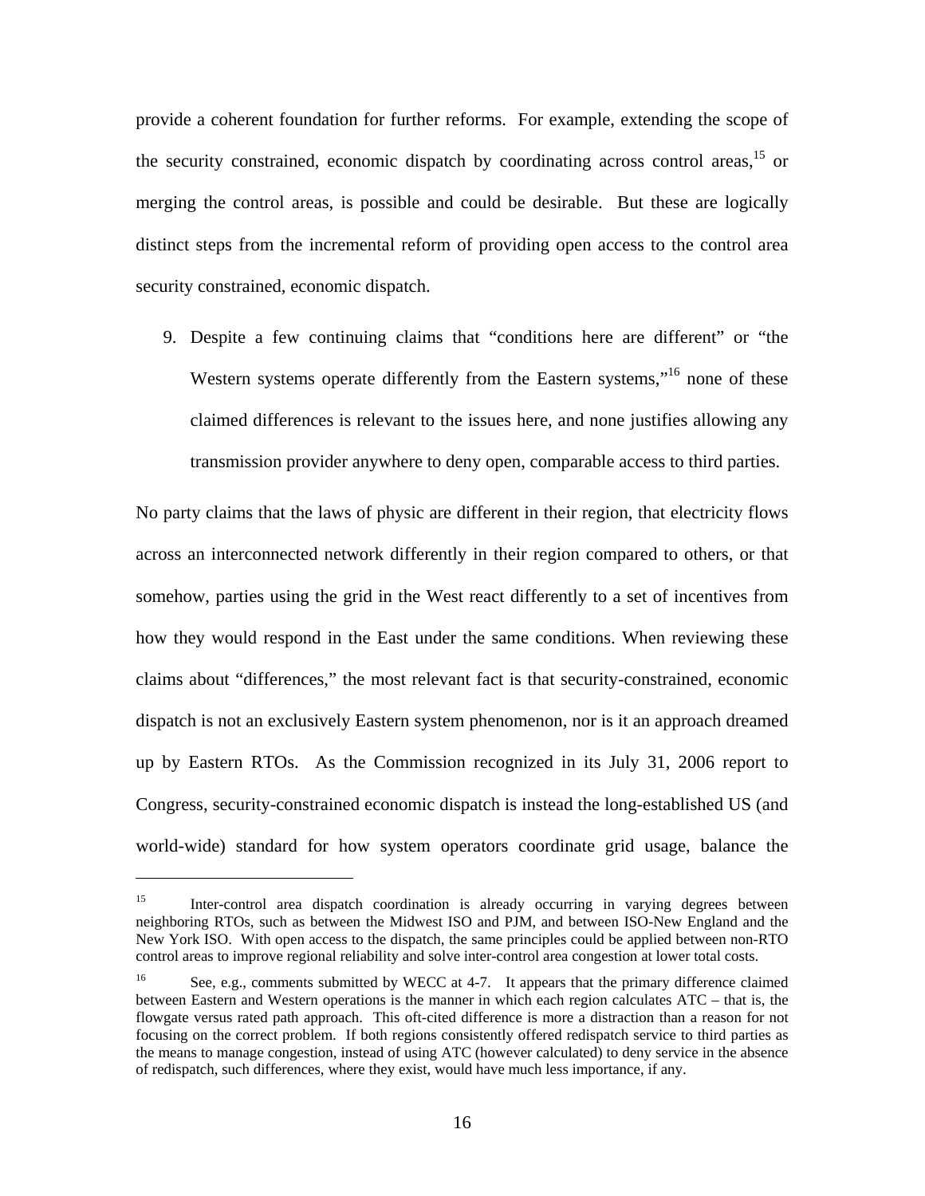provide a coherent foundation for further reforms. For example, extending the scope of the security constrained, economic dispatch by coordinating across control areas,[15] or merging the control areas, is possible and could be desirable. But these are logically distinct steps from the incremental reform of providing open access to the control area security constrained, economic dispatch.

9. Despite a few continuing claims that "conditions here are different" or "the Western systems operate differently from the Eastern systems,"[16] none of these claimed differences is relevant to the issues here, and none justifies allowing any transmission provider anywhere to deny open, comparable access to third parties.

No party claims that the laws of physic are different in their region, that electricity flows across an interconnected network differently in their region compared to others, or that somehow, parties using the grid in the West react differently to a set of incentives from how they would respond in the East under the same conditions. When reviewing these claims about "differences," the most relevant fact is that security-constrained, economic dispatch is not an exclusively Eastern system phenomenon, nor is it an approach dreamed up by Eastern RTOs. As the Commission recognized in its July 31, 2006 report to Congress, security-constrained economic dispatch is instead the long-established US (and world-wide) standard for how system operators coordinate grid usage, balance the

---

[15] Inter-control area dispatch coordination is already occurring in varying degrees between neighboring RTOs, such as between the Midwest ISO and PJM, and between ISO-New England and the New York ISO. With open access to the dispatch, the same principles could be applied between non-RTO control areas to improve regional reliability and solve inter-control area congestion at lower total costs.

[16] See, e.g., comments submitted by WECC at 4-7. It appears that the primary difference claimed between Eastern and Western operations is the manner in which each region calculates ATC – that is, the flowgate versus rated path approach. This oft-cited difference is more a distraction than a reason for not focusing on the correct problem. If both regions consistently offered redispatch service to third parties as the means to manage congestion, instead of using ATC (however calculated) to deny service in the absence of redispatch, such differences, where they exist, would have much less importance, if any.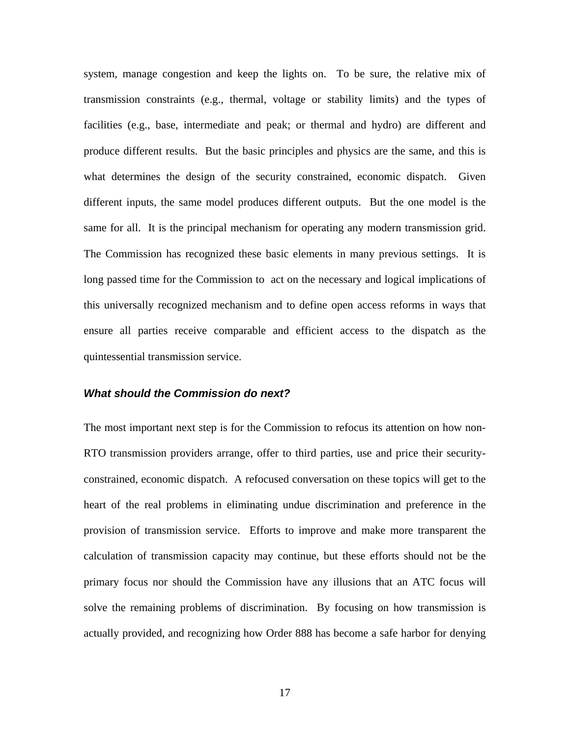system, manage congestion and keep the lights on. To be sure, the relative mix of transmission constraints (e.g., thermal, voltage or stability limits) and the types of facilities (e.g., base, intermediate and peak; or thermal and hydro) are different and produce different results. But the basic principles and physics are the same, and this is what determines the design of the security constrained, economic dispatch. Given different inputs, the same model produces different outputs. But the one model is the same for all. It is the principal mechanism for operating any modern transmission grid. The Commission has recognized these basic elements in many previous settings. It is long passed time for the Commission to act on the necessary and logical implications of this universally recognized mechanism and to define open access reforms in ways that ensure all parties receive comparable and efficient access to the dispatch as the quintessential transmission service.

### *What should the Commission do next?*

The most important next step is for the Commission to refocus its attention on how non-RTO transmission providers arrange, offer to third parties, use and price their security-constrained, economic dispatch. A refocused conversation on these topics will get to the heart of the real problems in eliminating undue discrimination and preference in the provision of transmission service. Efforts to improve and make more transparent the calculation of transmission capacity may continue, but these efforts should not be the primary focus nor should the Commission have any illusions that an ATC focus will solve the remaining problems of discrimination. By focusing on how transmission is actually provided, and recognizing how Order 888 has become a safe harbor for denying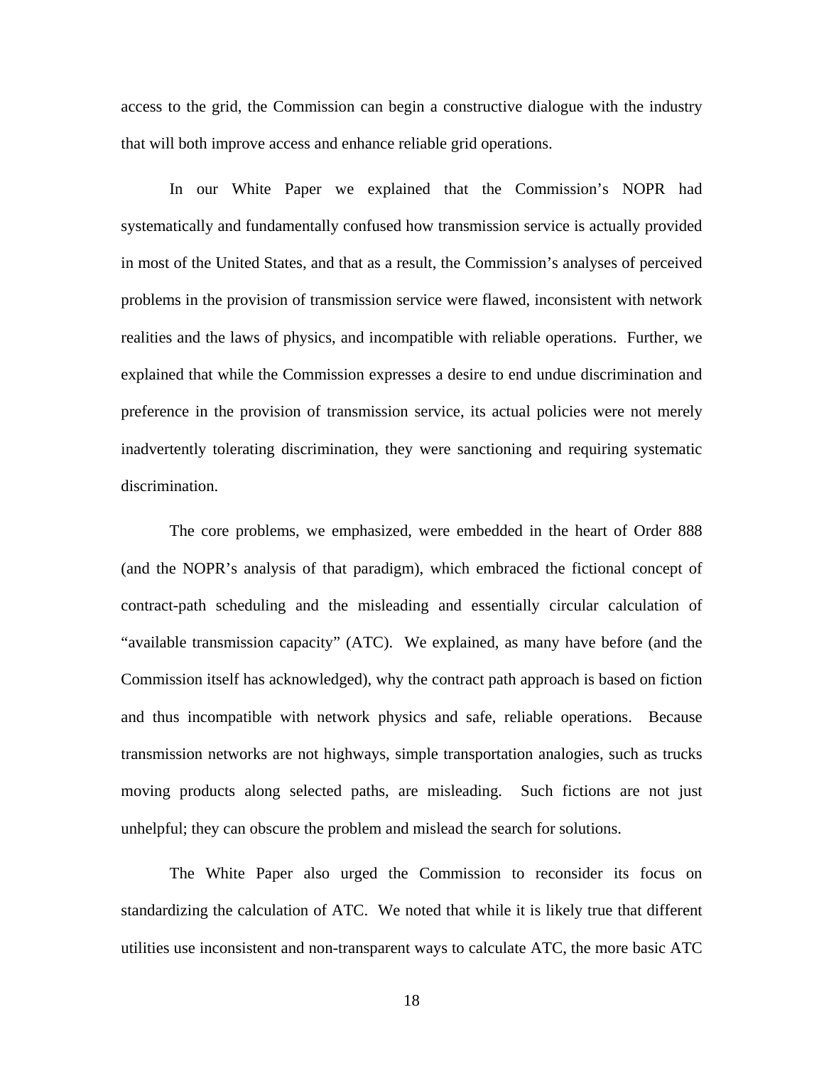access to the grid, the Commission can begin a constructive dialogue with the industry that will both improve access and enhance reliable grid operations.

In our White Paper we explained that the Commission's NOPR had systematically and fundamentally confused how transmission service is actually provided in most of the United States, and that as a result, the Commission's analyses of perceived problems in the provision of transmission service were flawed, inconsistent with network realities and the laws of physics, and incompatible with reliable operations. Further, we explained that while the Commission expresses a desire to end undue discrimination and preference in the provision of transmission service, its actual policies were not merely inadvertently tolerating discrimination, they were sanctioning and requiring systematic discrimination.

The core problems, we emphasized, were embedded in the heart of Order 888 (and the NOPR's analysis of that paradigm), which embraced the fictional concept of contract-path scheduling and the misleading and essentially circular calculation of "available transmission capacity" (ATC). We explained, as many have before (and the Commission itself has acknowledged), why the contract path approach is based on fiction and thus incompatible with network physics and safe, reliable operations. Because transmission networks are not highways, simple transportation analogies, such as trucks moving products along selected paths, are misleading. Such fictions are not just unhelpful; they can obscure the problem and mislead the search for solutions.

The White Paper also urged the Commission to reconsider its focus on standardizing the calculation of ATC. We noted that while it is likely true that different utilities use inconsistent and non-transparent ways to calculate ATC, the more basic ATC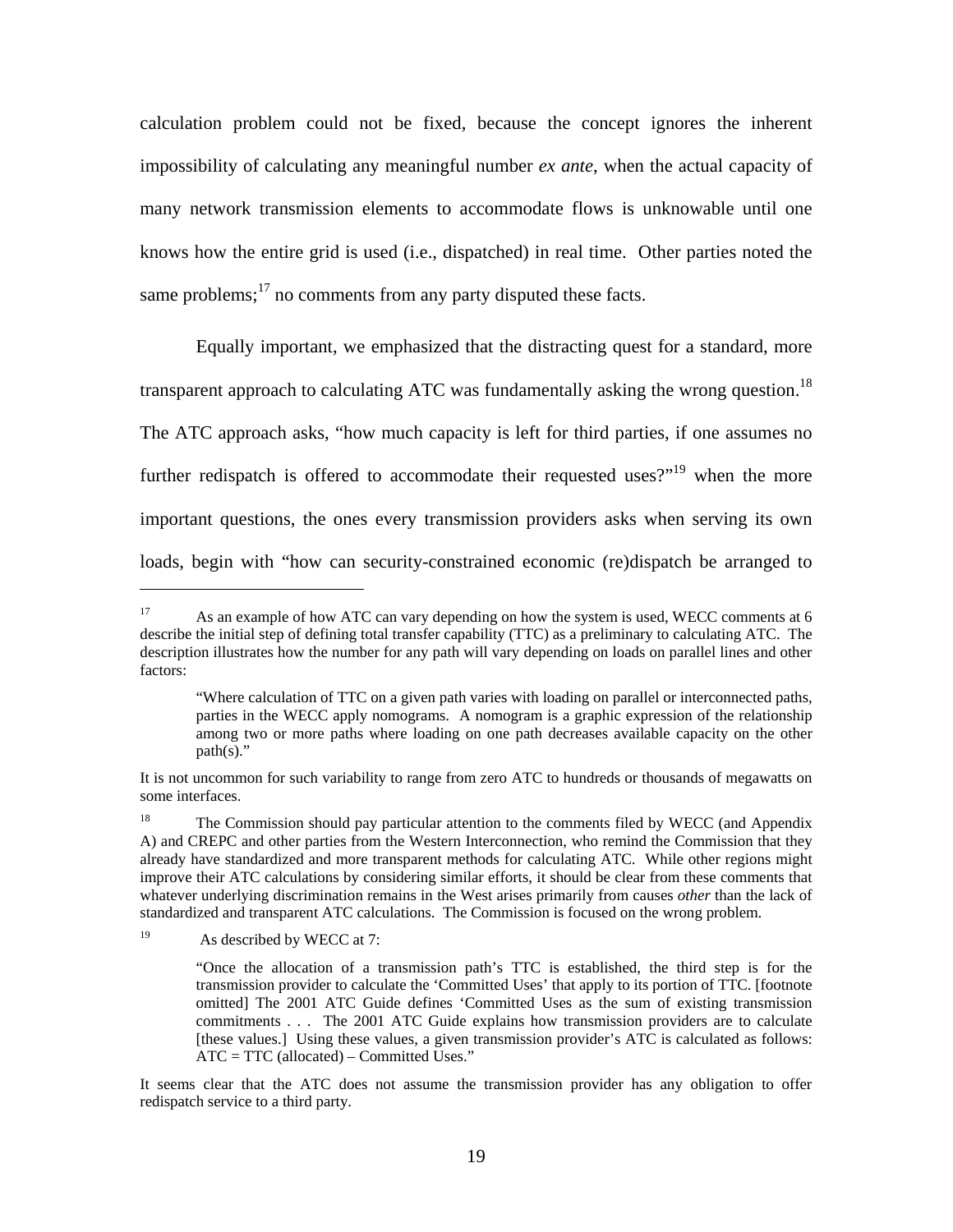calculation problem could not be fixed, because the concept ignores the inherent impossibility of calculating any meaningful number *ex ante*, when the actual capacity of many network transmission elements to accommodate flows is unknowable until one knows how the entire grid is used (i.e., dispatched) in real time. Other parties noted the same problems;[17] no comments from any party disputed these facts.

Equally important, we emphasized that the distracting quest for a standard, more transparent approach to calculating ATC was fundamentally asking the wrong question.[18] The ATC approach asks, "how much capacity is left for third parties, if one assumes no further redispatch is offered to accommodate their requested uses?"[19] when the more important questions, the ones every transmission providers asks when serving its own loads, begin with "how can security-constrained economic (re)dispatch be arranged to

---

[17] As an example of how ATC can vary depending on how the system is used, WECC comments at 6 describe the initial step of defining total transfer capability (TTC) as a preliminary to calculating ATC. The description illustrates how the number for any path will vary depending on loads on parallel lines and other factors:

> "Where calculation of TTC on a given path varies with loading on parallel or interconnected paths, parties in the WECC apply nomograms. A nomogram is a graphic expression of the relationship among two or more paths where loading on one path decreases available capacity on the other path(s)."

It is not uncommon for such variability to range from zero ATC to hundreds or thousands of megawatts on some interfaces.

[18] The Commission should pay particular attention to the comments filed by WECC (and Appendix A) and CREPC and other parties from the Western Interconnection, who remind the Commission that they already have standardized and more transparent methods for calculating ATC. While other regions might improve their ATC calculations by considering similar efforts, it should be clear from these comments that whatever underlying discrimination remains in the West arises primarily from causes *other* than the lack of standardized and transparent ATC calculations. The Commission is focused on the wrong problem.

[19] As described by WECC at 7:

> "Once the allocation of a transmission path's TTC is established, the third step is for the transmission provider to calculate the 'Committed Uses' that apply to its portion of TTC. [footnote omitted] The 2001 ATC Guide defines 'Committed Uses as the sum of existing transmission commitments . . . The 2001 ATC Guide explains how transmission providers are to calculate [these values.] Using these values, a given transmission provider's ATC is calculated as follows: ATC = TTC (allocated) – Committed Uses."

It seems clear that the ATC does not assume the transmission provider has any obligation to offer redispatch service to a third party.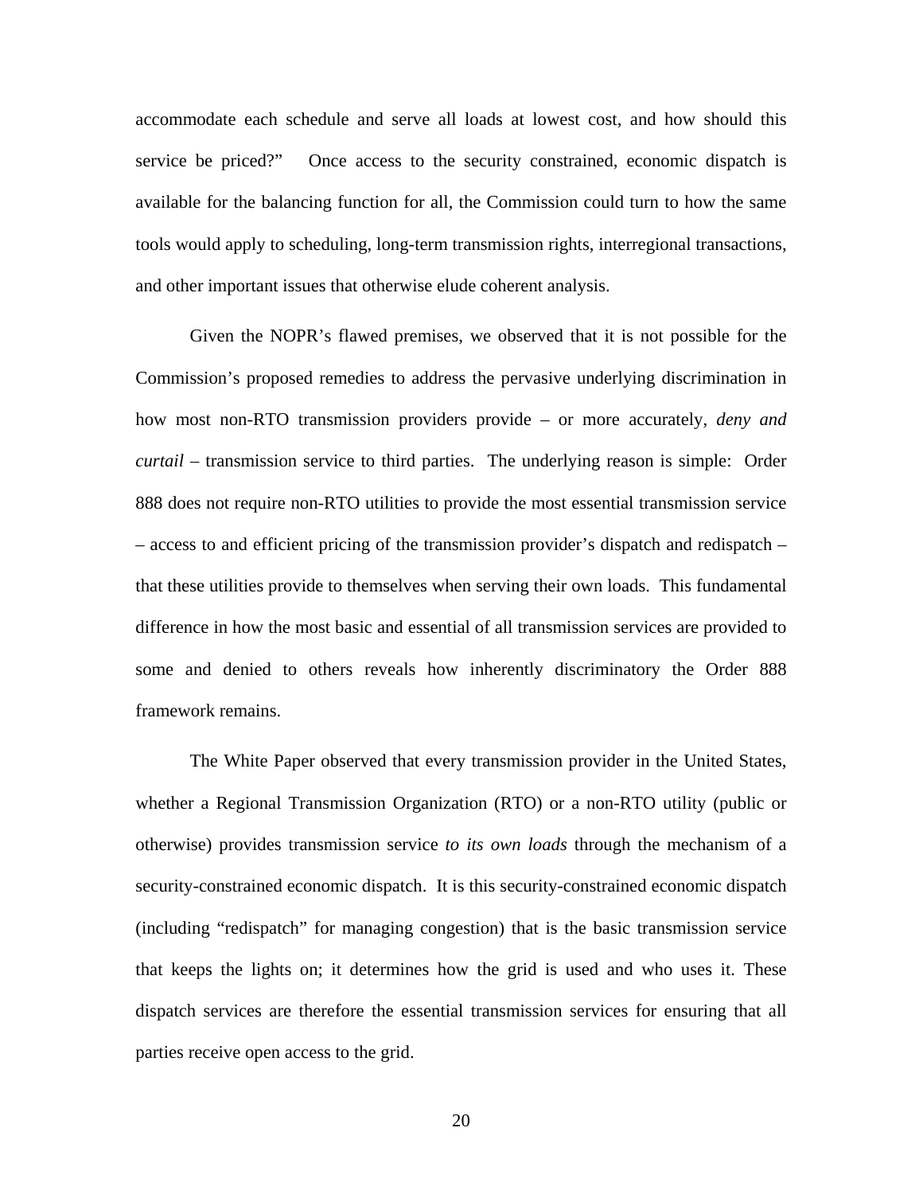accommodate each schedule and serve all loads at lowest cost, and how should this service be priced?" Once access to the security constrained, economic dispatch is available for the balancing function for all, the Commission could turn to how the same tools would apply to scheduling, long-term transmission rights, interregional transactions, and other important issues that otherwise elude coherent analysis.

Given the NOPR's flawed premises, we observed that it is not possible for the Commission's proposed remedies to address the pervasive underlying discrimination in how most non-RTO transmission providers provide – or more accurately, *deny and curtail* – transmission service to third parties. The underlying reason is simple: Order 888 does not require non-RTO utilities to provide the most essential transmission service – access to and efficient pricing of the transmission provider's dispatch and redispatch – that these utilities provide to themselves when serving their own loads. This fundamental difference in how the most basic and essential of all transmission services are provided to some and denied to others reveals how inherently discriminatory the Order 888 framework remains.

The White Paper observed that every transmission provider in the United States, whether a Regional Transmission Organization (RTO) or a non-RTO utility (public or otherwise) provides transmission service *to its own loads* through the mechanism of a security-constrained economic dispatch. It is this security-constrained economic dispatch (including "redispatch" for managing congestion) that is the basic transmission service that keeps the lights on; it determines how the grid is used and who uses it. These dispatch services are therefore the essential transmission services for ensuring that all parties receive open access to the grid.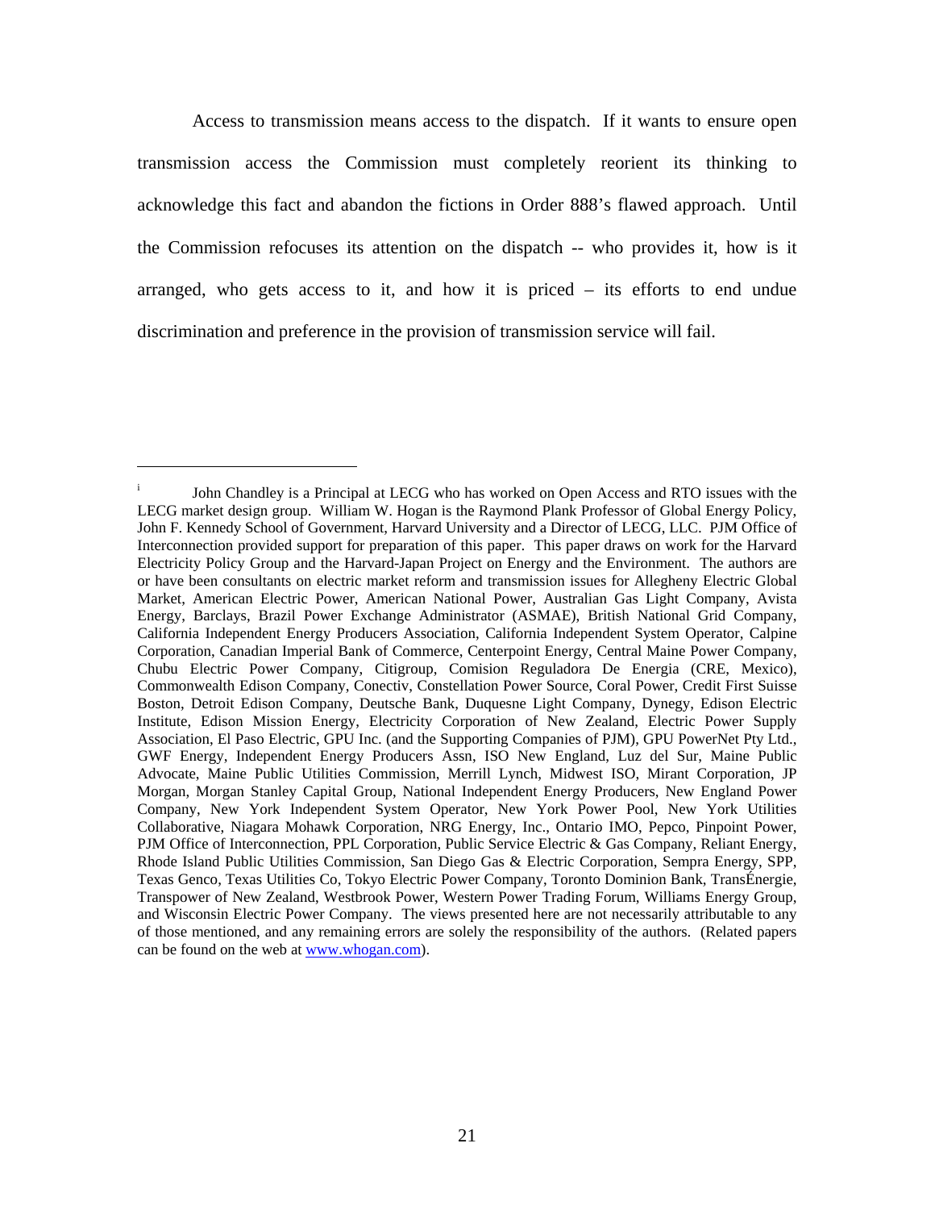Access to transmission means access to the dispatch. If it wants to ensure open transmission access the Commission must completely reorient its thinking to acknowledge this fact and abandon the fictions in Order 888's flawed approach. Until the Commission refocuses its attention on the dispatch -- who provides it, how is it arranged, who gets access to it, and how it is priced – its efforts to end undue discrimination and preference in the provision of transmission service will fail.

---

[i] John Chandley is a Principal at LECG who has worked on Open Access and RTO issues with the LECG market design group. William W. Hogan is the Raymond Plank Professor of Global Energy Policy, John F. Kennedy School of Government, Harvard University and a Director of LECG, LLC. PJM Office of Interconnection provided support for preparation of this paper. This paper draws on work for the Harvard Electricity Policy Group and the Harvard-Japan Project on Energy and the Environment. The authors are or have been consultants on electric market reform and transmission issues for Allegheny Electric Global Market, American Electric Power, American National Power, Australian Gas Light Company, Avista Energy, Barclays, Brazil Power Exchange Administrator (ASMAE), British National Grid Company, California Independent Energy Producers Association, California Independent System Operator, Calpine Corporation, Canadian Imperial Bank of Commerce, Centerpoint Energy, Central Maine Power Company, Chubu Electric Power Company, Citigroup, Comision Reguladora De Energia (CRE, Mexico), Commonwealth Edison Company, Conectiv, Constellation Power Source, Coral Power, Credit First Suisse Boston, Detroit Edison Company, Deutsche Bank, Duquesne Light Company, Dynegy, Edison Electric Institute, Edison Mission Energy, Electricity Corporation of New Zealand, Electric Power Supply Association, El Paso Electric, GPU Inc. (and the Supporting Companies of PJM), GPU PowerNet Pty Ltd., GWF Energy, Independent Energy Producers Assn, ISO New England, Luz del Sur, Maine Public Advocate, Maine Public Utilities Commission, Merrill Lynch, Midwest ISO, Mirant Corporation, JP Morgan, Morgan Stanley Capital Group, National Independent Energy Producers, New England Power Company, New York Independent System Operator, New York Power Pool, New York Utilities Collaborative, Niagara Mohawk Corporation, NRG Energy, Inc., Ontario IMO, Pepco, Pinpoint Power, PJM Office of Interconnection, PPL Corporation, Public Service Electric & Gas Company, Reliant Energy, Rhode Island Public Utilities Commission, San Diego Gas & Electric Corporation, Sempra Energy, SPP, Texas Genco, Texas Utilities Co, Tokyo Electric Power Company, Toronto Dominion Bank, TransÉnergie, Transpower of New Zealand, Westbrook Power, Western Power Trading Forum, Williams Energy Group, and Wisconsin Electric Power Company. The views presented here are not necessarily attributable to any of those mentioned, and any remaining errors are solely the responsibility of the authors. (Related papers can be found on the web at www.whogan.com).